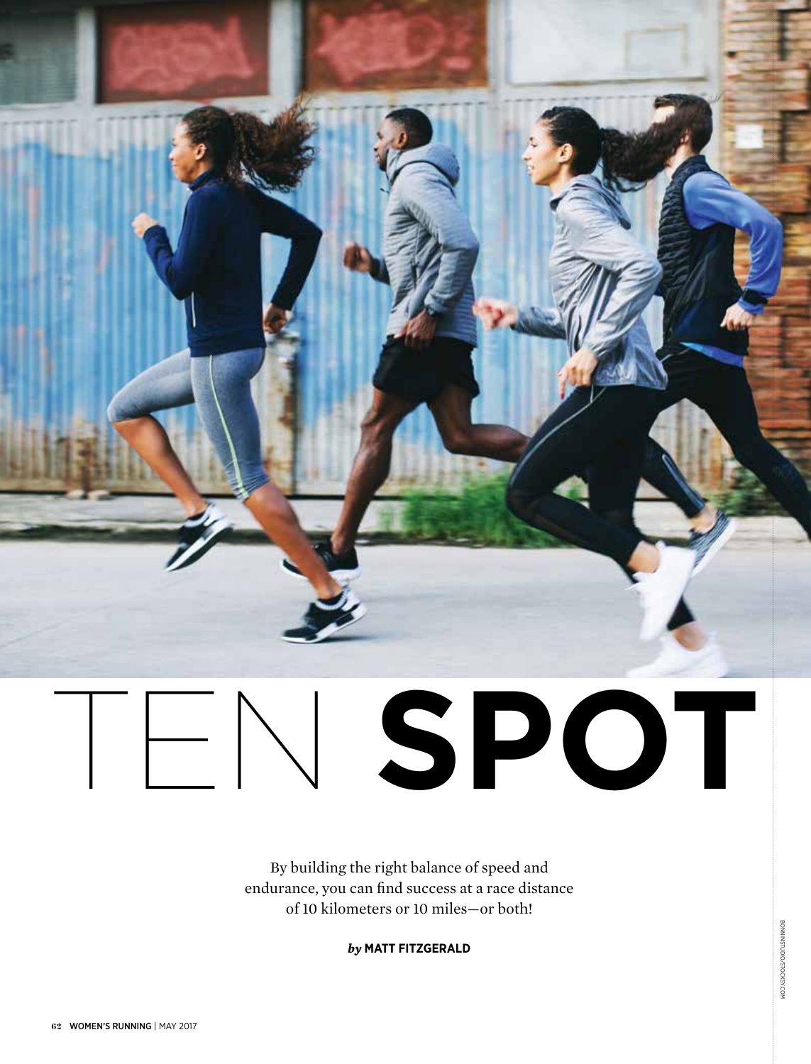# TEN **SPOT**

By building the right balance of speed and endurance, you can find success at a race distance of 10 kilometers or 10 miles—or both!

***by* MATT FITZGERALD**

BONNINSTUDIO/STOCKSY.COM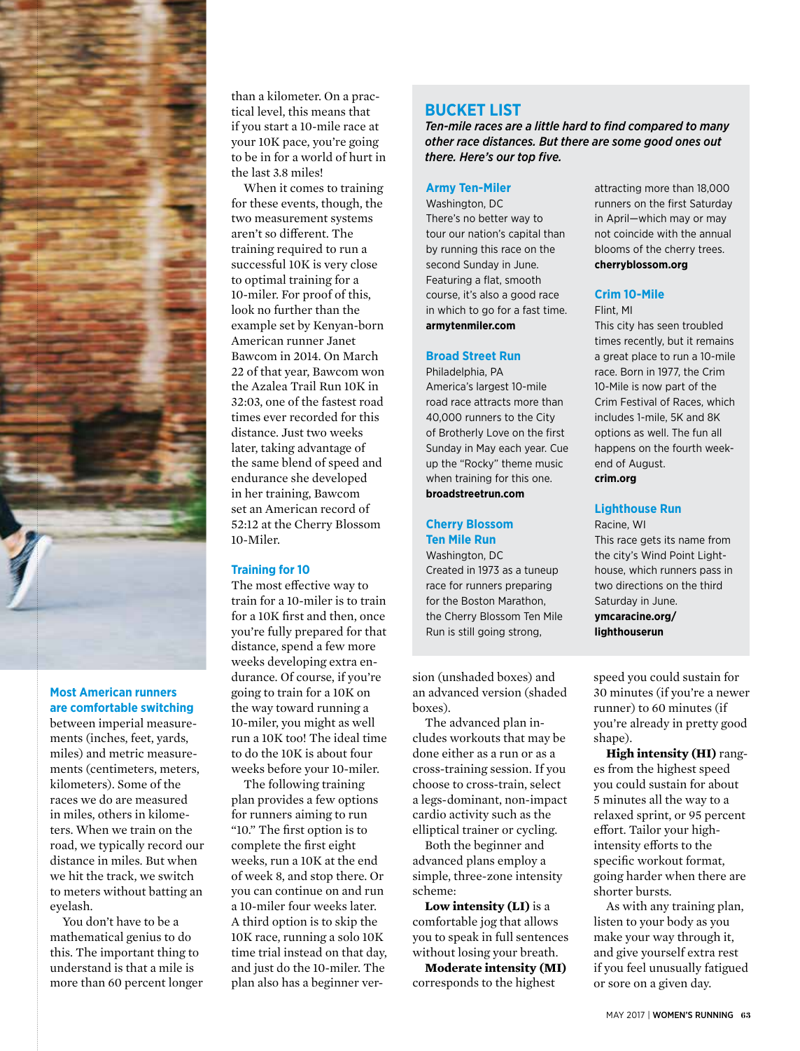**Most American runners are comfortable switching** between imperial measurements (inches, feet, yards, miles) and metric measurements (centimeters, meters, kilometers). Some of the races we do are measured in miles, others in kilometers. When we train on the road, we typically record our distance in miles. But when we hit the track, we switch to meters without batting an eyelash.

You don't have to be a mathematical genius to do this. The important thing to understand is that a mile is more than 60 percent longer than a kilometer. On a practical level, this means that if you start a 10-mile race at your 10K pace, you're going to be in for a world of hurt in the last 3.8 miles!

When it comes to training for these events, though, the two measurement systems aren't so different. The training required to run a successful 10K is very close to optimal training for a 10-miler. For proof of this, look no further than the example set by Kenyan-born American runner Janet Bawcom in 2014. On March 22 of that year, Bawcom won the Azalea Trail Run 10K in 32:03, one of the fastest road times ever recorded for this distance. Just two weeks later, taking advantage of the same blend of speed and endurance she developed in her training, Bawcom set an American record of 52:12 at the Cherry Blossom 10-Miler.

### Training for 10

The most effective way to train for a 10-miler is to train for a 10K first and then, once you're fully prepared for that distance, spend a few more weeks developing extra endurance. Of course, if you're going to train for a 10K on the way toward running a 10-miler, you might as well run a 10K too! The ideal time to do the 10K is about four weeks before your 10-miler.

The following training plan provides a few options for runners aiming to run "10." The first option is to complete the first eight weeks, run a 10K at the end of week 8, and stop there. Or you can continue on and run a 10-miler four weeks later. A third option is to skip the 10K race, running a solo 10K time trial instead on that day, and just do the 10-miler. The plan also has a beginner version (unshaded boxes) and an advanced version (shaded boxes).

The advanced plan includes workouts that may be done either as a run or as a cross-training session. If you choose to cross-train, select a legs-dominant, non-impact cardio activity such as the elliptical trainer or cycling.

Both the beginner and advanced plans employ a simple, three-zone intensity scheme:

**Low intensity (LI)** is a comfortable jog that allows you to speak in full sentences without losing your breath.

**Moderate intensity (MI)** corresponds to the highest speed you could sustain for 30 minutes (if you're a newer runner) to 60 minutes (if you're already in pretty good shape).

**High intensity (HI)** ranges from the highest speed you could sustain for about 5 minutes all the way to a relaxed sprint, or 95 percent effort. Tailor your high-intensity efforts to the specific workout format, going harder when there are shorter bursts.

As with any training plan, listen to your body as you make your way through it, and give yourself extra rest if you feel unusually fatigued or sore on a given day.

## BUCKET LIST

*Ten-mile races are a little hard to find compared to many other race distances. But there are some good ones out there. Here's our top five.*

### Army Ten-Miler

Washington, DC

There's no better way to tour our nation's capital than by running this race on the second Sunday in June. Featuring a flat, smooth course, it's also a good race in which to go for a fast time.

**armytenmiler.com**

### Broad Street Run

Philadelphia, PA

America's largest 10-mile road race attracts more than 40,000 runners to the City of Brotherly Love on the first Sunday in May each year. Cue up the "Rocky" theme music when training for this one.

**broadstreetrun.com**

### Cherry Blossom Ten Mile Run

Washington, DC

Created in 1973 as a tuneup race for runners preparing for the Boston Marathon, the Cherry Blossom Ten Mile Run is still going strong, attracting more than 18,000 runners on the first Saturday in April—which may or may not coincide with the annual blooms of the cherry trees.

**cherryblossom.org**

### Crim 10-Mile

Flint, MI

This city has seen troubled times recently, but it remains a great place to run a 10-mile race. Born in 1977, the Crim 10-Mile is now part of the Crim Festival of Races, which includes 1-mile, 5K and 8K options as well. The fun all happens on the fourth weekend of August.

**crim.org**

### Lighthouse Run

Racine, WI

This race gets its name from the city's Wind Point Lighthouse, which runners pass in two directions on the third Saturday in June.

**ymcaracine.org/lighthouserun**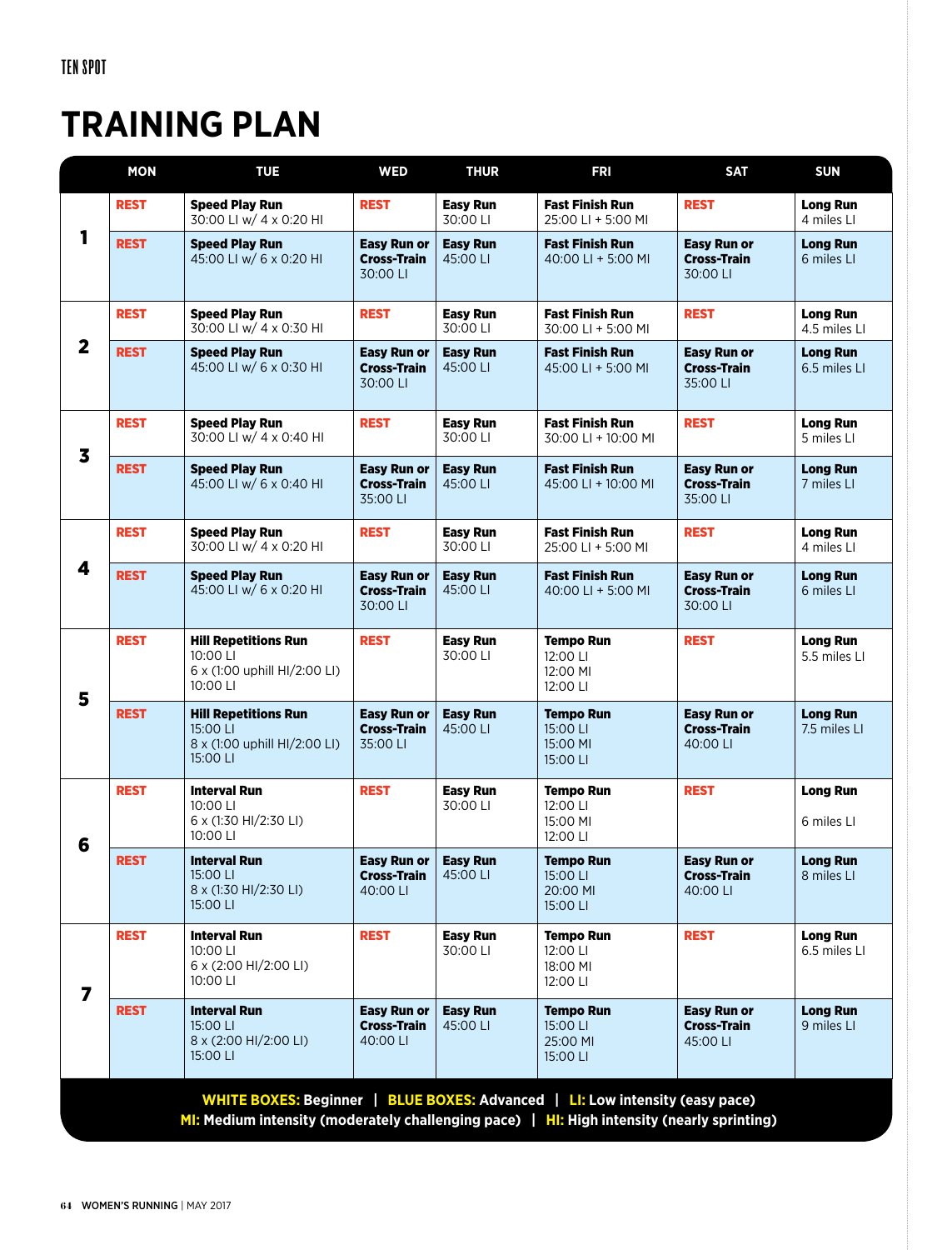# TRAINING PLAN

| | MON | TUE | WED | THUR | FRI | SAT | SUN |
|---|---|---|---|---|---|---|---|
| 1 | **REST** | **Speed Play Run** 30:00 LI w/ 4 x 0:20 HI | **REST** | **Easy Run** 30:00 LI | **Fast Finish Run** 25:00 LI + 5:00 MI | **REST** | **Long Run** 4 miles LI |
| | **REST** | **Speed Play Run** 45:00 LI w/ 6 x 0:20 HI | **Easy Run or Cross-Train** 30:00 LI | **Easy Run** 45:00 LI | **Fast Finish Run** 40:00 LI + 5:00 MI | **Easy Run or Cross-Train** 30:00 LI | **Long Run** 6 miles LI |
| 2 | **REST** | **Speed Play Run** 30:00 LI w/ 4 x 0:30 HI | **REST** | **Easy Run** 30:00 LI | **Fast Finish Run** 30:00 LI + 5:00 MI | **REST** | **Long Run** 4.5 miles LI |
| | **REST** | **Speed Play Run** 45:00 LI w/ 6 x 0:30 HI | **Easy Run or Cross-Train** 30:00 LI | **Easy Run** 45:00 LI | **Fast Finish Run** 45:00 LI + 5:00 MI | **Easy Run or Cross-Train** 35:00 LI | **Long Run** 6.5 miles LI |
| 3 | **REST** | **Speed Play Run** 30:00 LI w/ 4 x 0:40 HI | **REST** | **Easy Run** 30:00 LI | **Fast Finish Run** 30:00 LI + 10:00 MI | **REST** | **Long Run** 5 miles LI |
| | **REST** | **Speed Play Run** 45:00 LI w/ 6 x 0:40 HI | **Easy Run or Cross-Train** 35:00 LI | **Easy Run** 45:00 LI | **Fast Finish Run** 45:00 LI + 10:00 MI | **Easy Run or Cross-Train** 35:00 LI | **Long Run** 7 miles LI |
| 4 | **REST** | **Speed Play Run** 30:00 LI w/ 4 x 0:20 HI | **REST** | **Easy Run** 30:00 LI | **Fast Finish Run** 25:00 LI + 5:00 MI | **REST** | **Long Run** 4 miles LI |
| | **REST** | **Speed Play Run** 45:00 LI w/ 6 x 0:20 HI | **Easy Run or Cross-Train** 30:00 LI | **Easy Run** 45:00 LI | **Fast Finish Run** 40:00 LI + 5:00 MI | **Easy Run or Cross-Train** 30:00 LI | **Long Run** 6 miles LI |
| 5 | **REST** | **Hill Repetitions Run** 10:00 LI 6 x (1:00 uphill HI/2:00 LI) 10:00 LI | **REST** | **Easy Run** 30:00 LI | **Tempo Run** 12:00 LI 12:00 MI 12:00 LI | **REST** | **Long Run** 5.5 miles LI |
| | **REST** | **Hill Repetitions Run** 15:00 LI 8 x (1:00 uphill HI/2:00 LI) 15:00 LI | **Easy Run or Cross-Train** 35:00 LI | **Easy Run** 45:00 LI | **Tempo Run** 15:00 LI 15:00 MI 15:00 LI | **Easy Run or Cross-Train** 40:00 LI | **Long Run** 7.5 miles LI |
| 6 | **REST** | **Interval Run** 10:00 LI 6 x (1:30 HI/2:30 LI) 10:00 LI | **REST** | **Easy Run** 30:00 LI | **Tempo Run** 12:00 LI 15:00 MI 12:00 LI | **REST** | **Long Run** 6 miles LI |
| | **REST** | **Interval Run** 15:00 LI 8 x (1:30 HI/2:30 LI) 15:00 LI | **Easy Run or Cross-Train** 40:00 LI | **Easy Run** 45:00 LI | **Tempo Run** 15:00 LI 20:00 MI 15:00 LI | **Easy Run or Cross-Train** 40:00 LI | **Long Run** 8 miles LI |
| 7 | **REST** | **Interval Run** 10:00 LI 6 x (2:00 HI/2:00 LI) 10:00 LI | **REST** | **Easy Run** 30:00 LI | **Tempo Run** 12:00 LI 18:00 MI 12:00 LI | **REST** | **Long Run** 6.5 miles LI |
| | **REST** | **Interval Run** 15:00 LI 8 x (2:00 HI/2:00 LI) 15:00 LI | **Easy Run or Cross-Train** 40:00 LI | **Easy Run** 45:00 LI | **Tempo Run** 15:00 LI 25:00 MI 15:00 LI | **Easy Run or Cross-Train** 45:00 LI | **Long Run** 9 miles LI |

**WHITE BOXES:** Beginner | **BLUE BOXES:** Advanced | **LI:** Low intensity (easy pace)
**MI:** Medium intensity (moderately challenging pace) | **HI:** High intensity (nearly sprinting)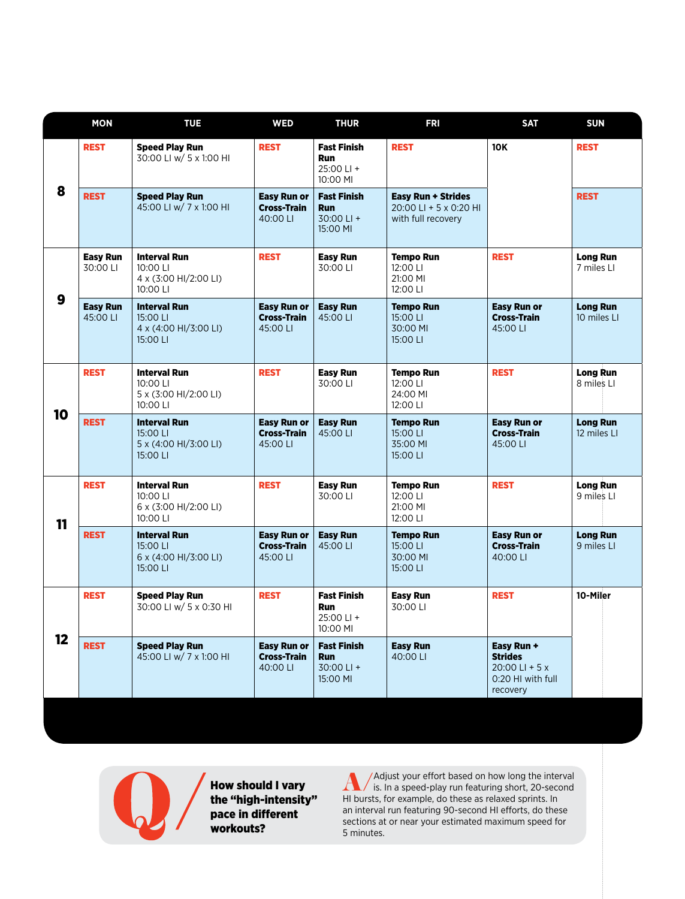| | MON | TUE | WED | THUR | FRI | SAT | SUN |
|---|---|---|---|---|---|---|---|
| 8 | **REST** | **Speed Play Run** 30:00 LI w/ 5 x 1:00 HI | **REST** | **Fast Finish Run** 25:00 LI + 10:00 MI | **REST** | **10K** | **REST** |
| | **REST** | **Speed Play Run** 45:00 LI w/ 7 x 1:00 HI | **Easy Run or Cross-Train** 40:00 LI | **Fast Finish Run** 30:00 LI + 15:00 MI | **Easy Run + Strides** 20:00 LI + 5 x 0:20 HI with full recovery | | **REST** |
| 9 | **Easy Run** 30:00 LI | **Interval Run** 10:00 LI 4 x (3:00 HI/2:00 LI) 10:00 LI | **REST** | **Easy Run** 30:00 LI | **Tempo Run** 12:00 LI 21:00 MI 12:00 LI | **REST** | **Long Run** 7 miles LI |
| | **Easy Run** 45:00 LI | **Interval Run** 15:00 LI 4 x (4:00 HI/3:00 LI) 15:00 LI | **Easy Run or Cross-Train** 45:00 LI | **Easy Run** 45:00 LI | **Tempo Run** 15:00 LI 30:00 MI 15:00 LI | **Easy Run or Cross-Train** 45:00 LI | **Long Run** 10 miles LI |
| 10 | **REST** | **Interval Run** 10:00 LI 5 x (3:00 HI/2:00 LI) 10:00 LI | **REST** | **Easy Run** 30:00 LI | **Tempo Run** 12:00 LI 24:00 MI 12:00 LI | **REST** | **Long Run** 8 miles LI |
| | **REST** | **Interval Run** 15:00 LI 5 x (4:00 HI/3:00 LI) 15:00 LI | **Easy Run or Cross-Train** 45:00 LI | **Easy Run** 45:00 LI | **Tempo Run** 15:00 LI 35:00 MI 15:00 LI | **Easy Run or Cross-Train** 45:00 LI | **Long Run** 12 miles LI |
| 11 | **REST** | **Interval Run** 10:00 LI 6 x (3:00 HI/2:00 LI) 10:00 LI | **REST** | **Easy Run** 30:00 LI | **Tempo Run** 12:00 LI 21:00 MI 12:00 LI | **REST** | **Long Run** 9 miles LI |
| | **REST** | **Interval Run** 15:00 LI 6 x (4:00 HI/3:00 LI) 15:00 LI | **Easy Run or Cross-Train** 45:00 LI | **Easy Run** 45:00 LI | **Tempo Run** 15:00 LI 30:00 MI 15:00 LI | **Easy Run or Cross-Train** 40:00 LI | **Long Run** 9 miles LI |
| 12 | **REST** | **Speed Play Run** 30:00 LI w/ 5 x 0:30 HI | **REST** | **Fast Finish Run** 25:00 LI + 10:00 MI | **Easy Run** 30:00 LI | **REST** | **10-Miler** |
| | **REST** | **Speed Play Run** 45:00 LI w/ 7 x 1:00 HI | **Easy Run or Cross-Train** 40:00 LI | **Fast Finish Run** 30:00 LI + 15:00 MI | **Easy Run** 40:00 LI | **Easy Run + Strides** 20:00 LI + 5 x 0:20 HI with full recovery | |

**Q/ How should I vary the "high-intensity" pace in different workouts?**

**A/** Adjust your effort based on how long the interval is. In a speed-play run featuring short, 20-second HI bursts, for example, do these as relaxed sprints. In an interval run featuring 90-second HI efforts, do these sections at or near your estimated maximum speed for 5 minutes.